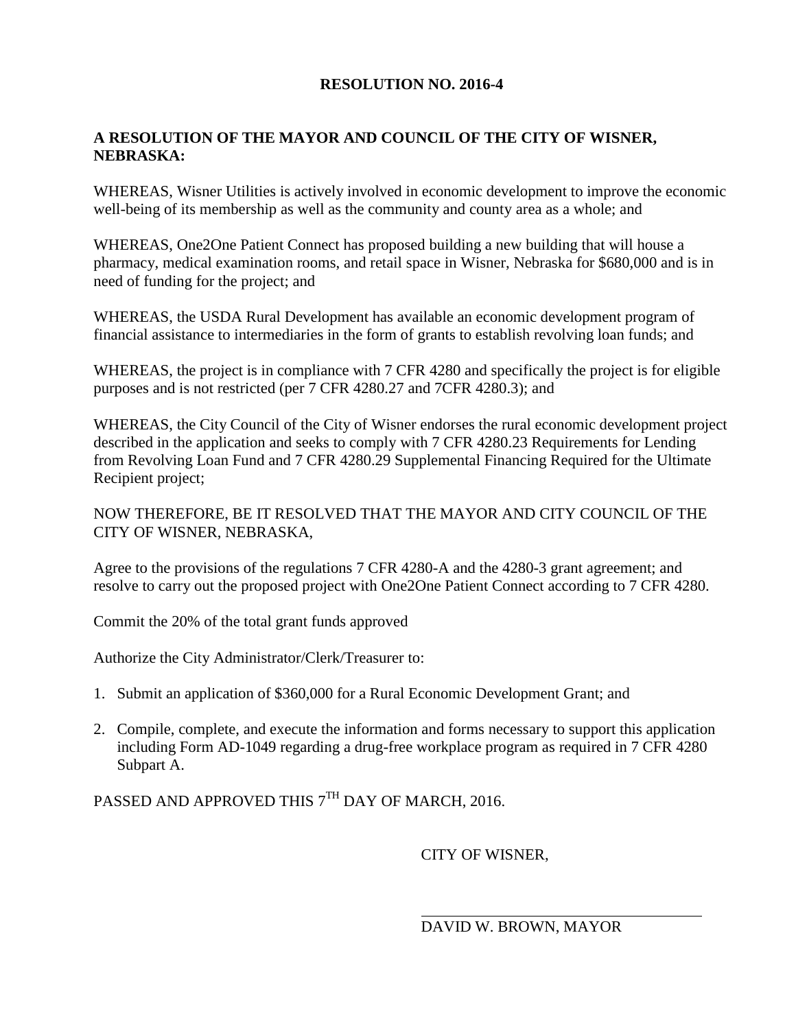**RESOLUTION NO. 2016-4**

**A RESOLUTION OF THE MAYOR AND COUNCIL OF THE CITY OF WISNER, NEBRASKA:**

WHEREAS, Wisner Utilities is actively involved in economic development to improve the economic well-being of its membership as well as the community and county area as a whole; and

WHEREAS, One2One Patient Connect has proposed building a new building that will house a pharmacy, medical examination rooms, and retail space in Wisner, Nebraska for $680,000 and is in need of funding for the project; and

WHEREAS, the USDA Rural Development has available an economic development program of financial assistance to intermediaries in the form of grants to establish revolving loan funds; and

WHEREAS, the project is in compliance with 7 CFR 4280 and specifically the project is for eligible purposes and is not restricted (per 7 CFR 4280.27 and 7CFR 4280.3); and

WHEREAS, the City Council of the City of Wisner endorses the rural economic development project described in the application and seeks to comply with 7 CFR 4280.23 Requirements for Lending from Revolving Loan Fund and 7 CFR 4280.29 Supplemental Financing Required for the Ultimate Recipient project;

NOW THEREFORE, BE IT RESOLVED THAT THE MAYOR AND CITY COUNCIL OF THE CITY OF WISNER, NEBRASKA,

Agree to the provisions of the regulations 7 CFR 4280-A and the 4280-3 grant agreement; and resolve to carry out the proposed project with One2One Patient Connect according to 7 CFR 4280.

Commit the 20% of the total grant funds approved

Authorize the City Administrator/Clerk/Treasurer to:

1. Submit an application of $360,000 for a Rural Economic Development Grant; and
2. Compile, complete, and execute the information and forms necessary to support this application including Form AD-1049 regarding a drug-free workplace program as required in 7 CFR 4280 Subpart A.

PASSED AND APPROVED THIS 7TH DAY OF MARCH, 2016.

CITY OF WISNER,

\_\_\_\_\_\_\_\_\_\_\_\_\_\_\_\_\_\_\_\_\_\_\_\_\_\_\_\_\_\_\_\_

DAVID W. BROWN, MAYOR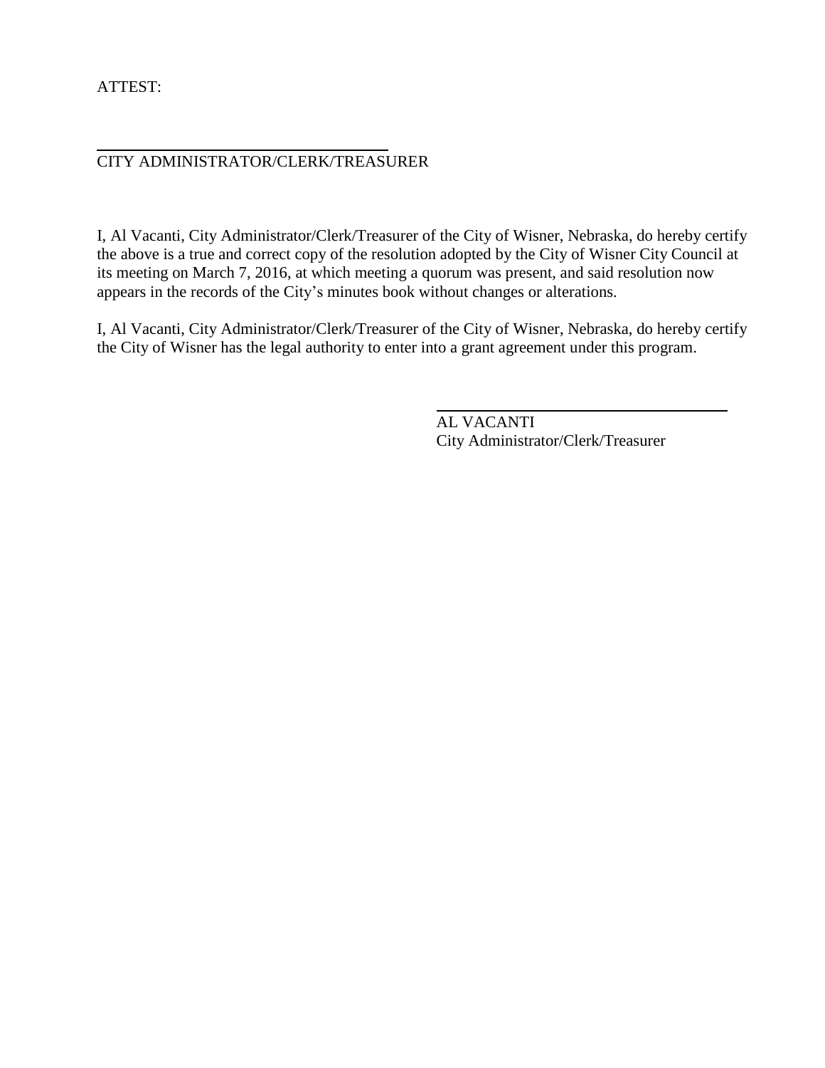ATTEST:

\_\_\_\_\_\_\_\_\_\_\_\_\_\_\_\_\_\_\_\_\_\_\_\_\_\_\_\_\_\_\_\_\_\_\_

CITY ADMINISTRATOR/CLERK/TREASURER

I, Al Vacanti, City Administrator/Clerk/Treasurer of the City of Wisner, Nebraska, do hereby certify the above is a true and correct copy of the resolution adopted by the City of Wisner City Council at its meeting on March 7, 2016, at which meeting a quorum was present, and said resolution now appears in the records of the City's minutes book without changes or alterations.

I, Al Vacanti, City Administrator/Clerk/Treasurer of the City of Wisner, Nebraska, do hereby certify the City of Wisner has the legal authority to enter into a grant agreement under this program.

\_\_\_\_\_\_\_\_\_\_\_\_\_\_\_\_\_\_\_\_\_\_\_\_\_\_\_\_\_\_\_\_\_\_\_

AL VACANTI

City Administrator/Clerk/Treasurer